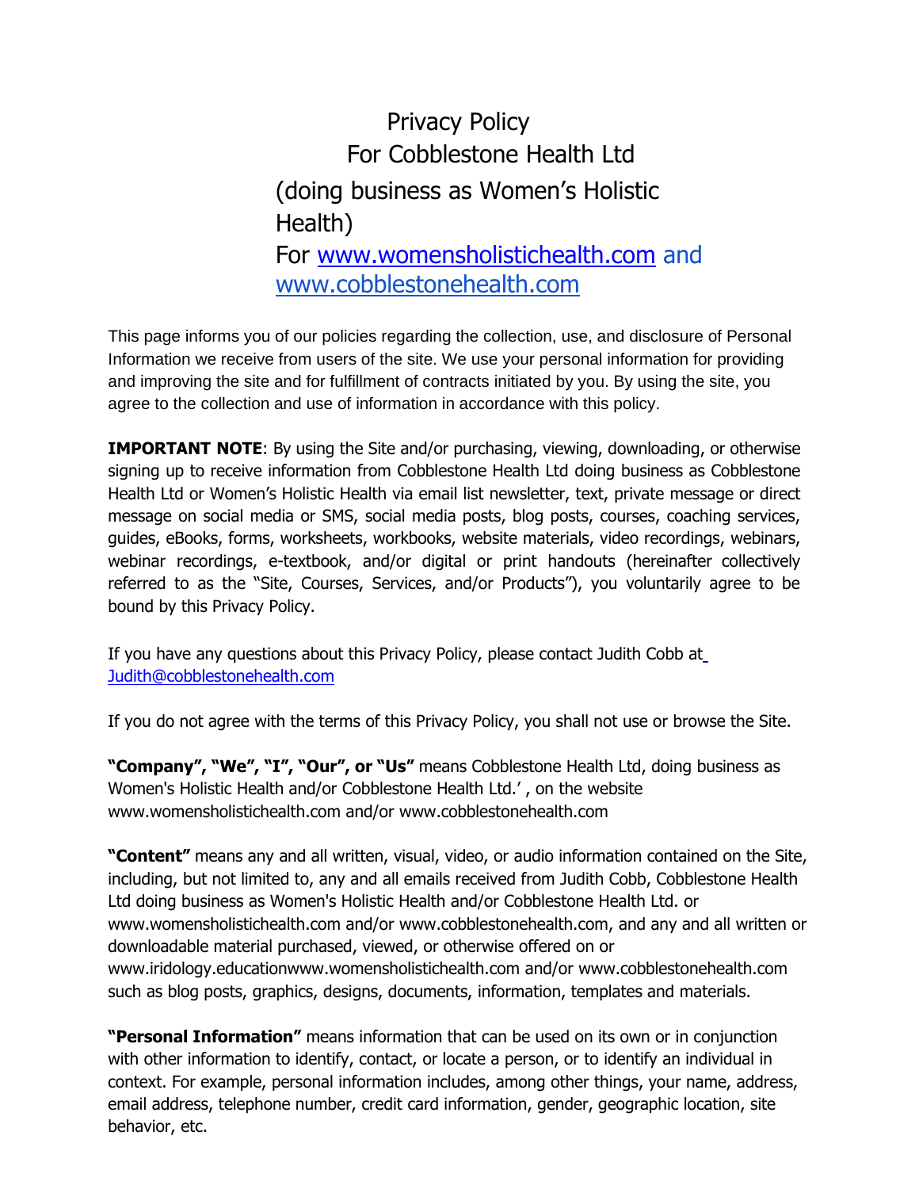# Privacy Policy
## For Cobblestone Health Ltd
## (doing business as Women's Holistic Health)
## For www.womensholistichealth.com and www.cobblestonehealth.com

This page informs you of our policies regarding the collection, use, and disclosure of Personal Information we receive from users of the site. We use your personal information for providing and improving the site and for fulfillment of contracts initiated by you. By using the site, you agree to the collection and use of information in accordance with this policy.

**IMPORTANT NOTE**: By using the Site and/or purchasing, viewing, downloading, or otherwise signing up to receive information from Cobblestone Health Ltd doing business as Cobblestone Health Ltd or Women's Holistic Health via email list newsletter, text, private message or direct message on social media or SMS, social media posts, blog posts, courses, coaching services, guides, eBooks, forms, worksheets, workbooks, website materials, video recordings, webinars, webinar recordings, e-textbook, and/or digital or print handouts (hereinafter collectively referred to as the "Site, Courses, Services, and/or Products"), you voluntarily agree to be bound by this Privacy Policy.

If you have any questions about this Privacy Policy, please contact Judith Cobb at Judith@cobblestonehealth.com

If you do not agree with the terms of this Privacy Policy, you shall not use or browse the Site.

**"Company", "We", "I", "Our", or "Us"** means Cobblestone Health Ltd, doing business as Women's Holistic Health and/or Cobblestone Health Ltd.' , on the website www.womensholistichealth.com and/or www.cobblestonehealth.com

**"Content"** means any and all written, visual, video, or audio information contained on the Site, including, but not limited to, any and all emails received from Judith Cobb, Cobblestone Health Ltd doing business as Women's Holistic Health and/or Cobblestone Health Ltd. or www.womensholistichealth.com and/or www.cobblestonehealth.com, and any and all written or downloadable material purchased, viewed, or otherwise offered on or www.iridology.educationwww.womensholistichealth.com and/or www.cobblestonehealth.com such as blog posts, graphics, designs, documents, information, templates and materials.

**"Personal Information"** means information that can be used on its own or in conjunction with other information to identify, contact, or locate a person, or to identify an individual in context. For example, personal information includes, among other things, your name, address, email address, telephone number, credit card information, gender, geographic location, site behavior, etc.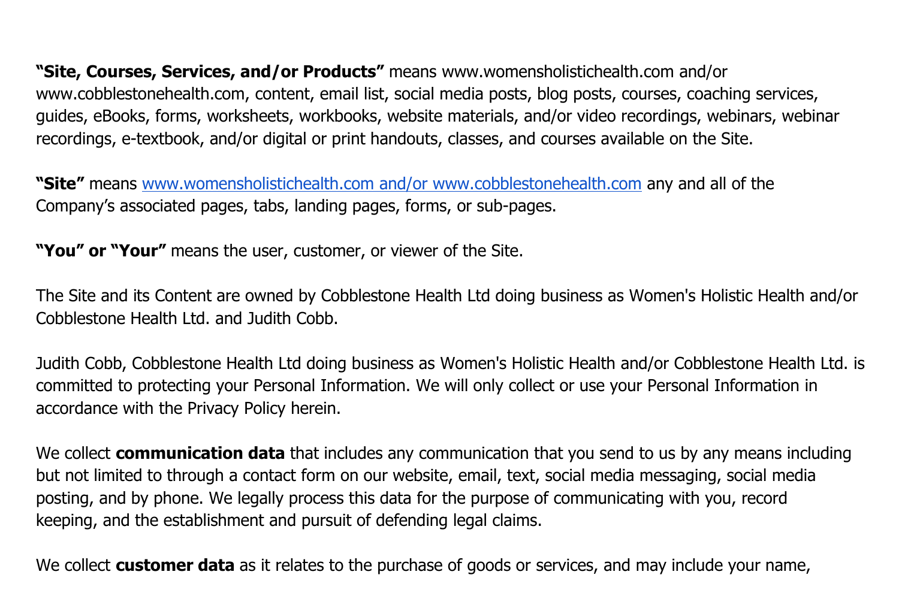**“Site, Courses, Services, and/or Products”** means www.womensholistichealth.com and/or www.cobblestonehealth.com, content, email list, social media posts, blog posts, courses, coaching services, guides, eBooks, forms, worksheets, workbooks, website materials, and/or video recordings, webinars, webinar recordings, e-textbook, and/or digital or print handouts, classes, and courses available on the Site.

**“Site”** means www.womensholistichealth.com and/or www.cobblestonehealth.com any and all of the Company’s associated pages, tabs, landing pages, forms, or sub-pages.

**“You” or “Your”** means the user, customer, or viewer of the Site.

The Site and its Content are owned by Cobblestone Health Ltd doing business as Women's Holistic Health and/or Cobblestone Health Ltd. and Judith Cobb.

Judith Cobb, Cobblestone Health Ltd doing business as Women's Holistic Health and/or Cobblestone Health Ltd. is committed to protecting your Personal Information. We will only collect or use your Personal Information in accordance with the Privacy Policy herein.

We collect **communication data** that includes any communication that you send to us by any means including but not limited to through a contact form on our website, email, text, social media messaging, social media posting, and by phone. We legally process this data for the purpose of communicating with you, record keeping, and the establishment and pursuit of defending legal claims.

We collect **customer data** as it relates to the purchase of goods or services, and may include your name,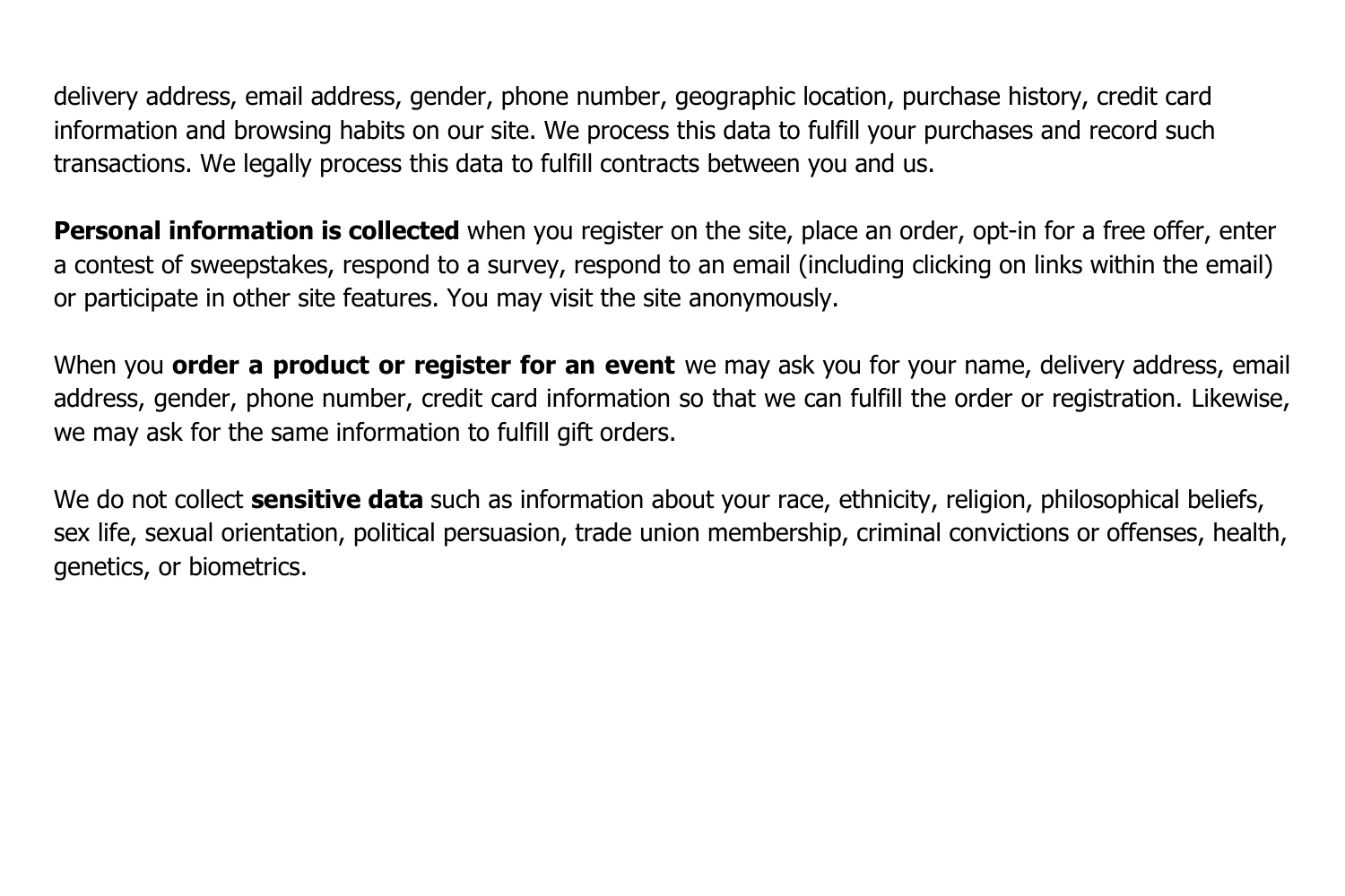delivery address, email address, gender, phone number, geographic location, purchase history, credit card information and browsing habits on our site. We process this data to fulfill your purchases and record such transactions. We legally process this data to fulfill contracts between you and us.

**Personal information is collected** when you register on the site, place an order, opt-in for a free offer, enter a contest of sweepstakes, respond to a survey, respond to an email (including clicking on links within the email) or participate in other site features. You may visit the site anonymously.

When you **order a product or register for an event** we may ask you for your name, delivery address, email address, gender, phone number, credit card information so that we can fulfill the order or registration. Likewise, we may ask for the same information to fulfill gift orders.

We do not collect **sensitive data** such as information about your race, ethnicity, religion, philosophical beliefs, sex life, sexual orientation, political persuasion, trade union membership, criminal convictions or offenses, health, genetics, or biometrics.